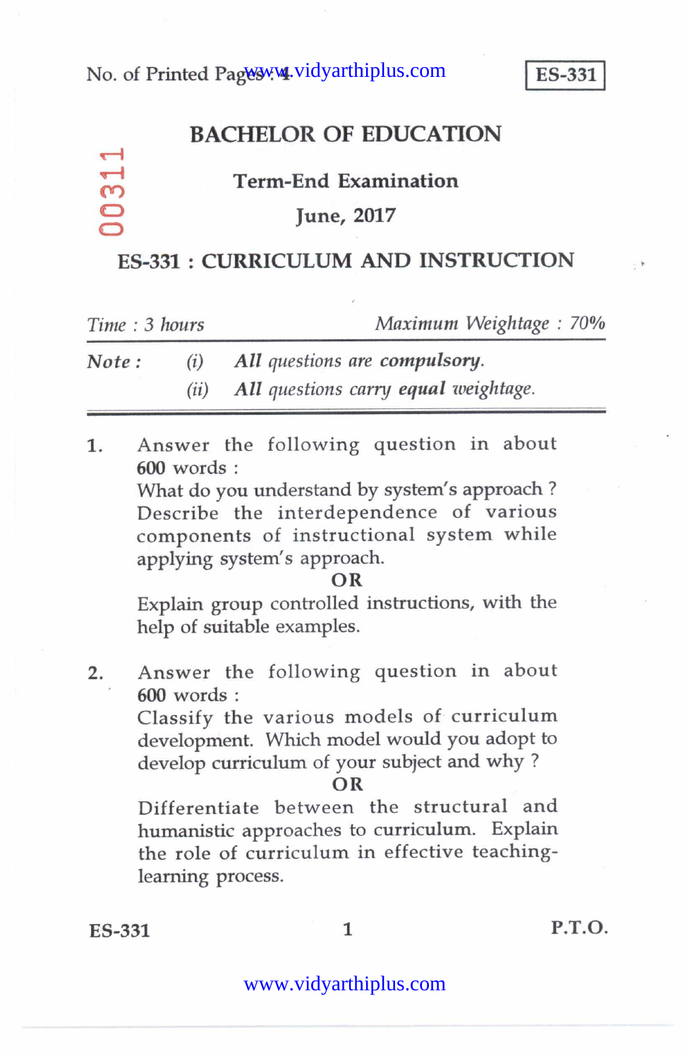No. of Printed Pages : 4

**ES-331**

00311

# BACHELOR OF EDUCATION

## Term-End Examination

## June, 2017

## ES-331 : CURRICULUM AND INSTRUCTION

*Time : 3 hours* *Maximum Weightage : 70%*

**Note :** (i) *All questions are* ***compulsory****.*
(ii) *All questions carry* ***equal*** *weightage.*

1. Answer the following question in about 600 words :
What do you understand by system's approach ? Describe the interdependence of various components of instructional system while applying system's approach.

**OR**

Explain group controlled instructions, with the help of suitable examples.

2. Answer the following question in about 600 words :
Classify the various models of curriculum development. Which model would you adopt to develop curriculum of your subject and why ?

**OR**

Differentiate between the structural and humanistic approaches to curriculum. Explain the role of curriculum in effective teaching-learning process.

ES-331 P.T.O.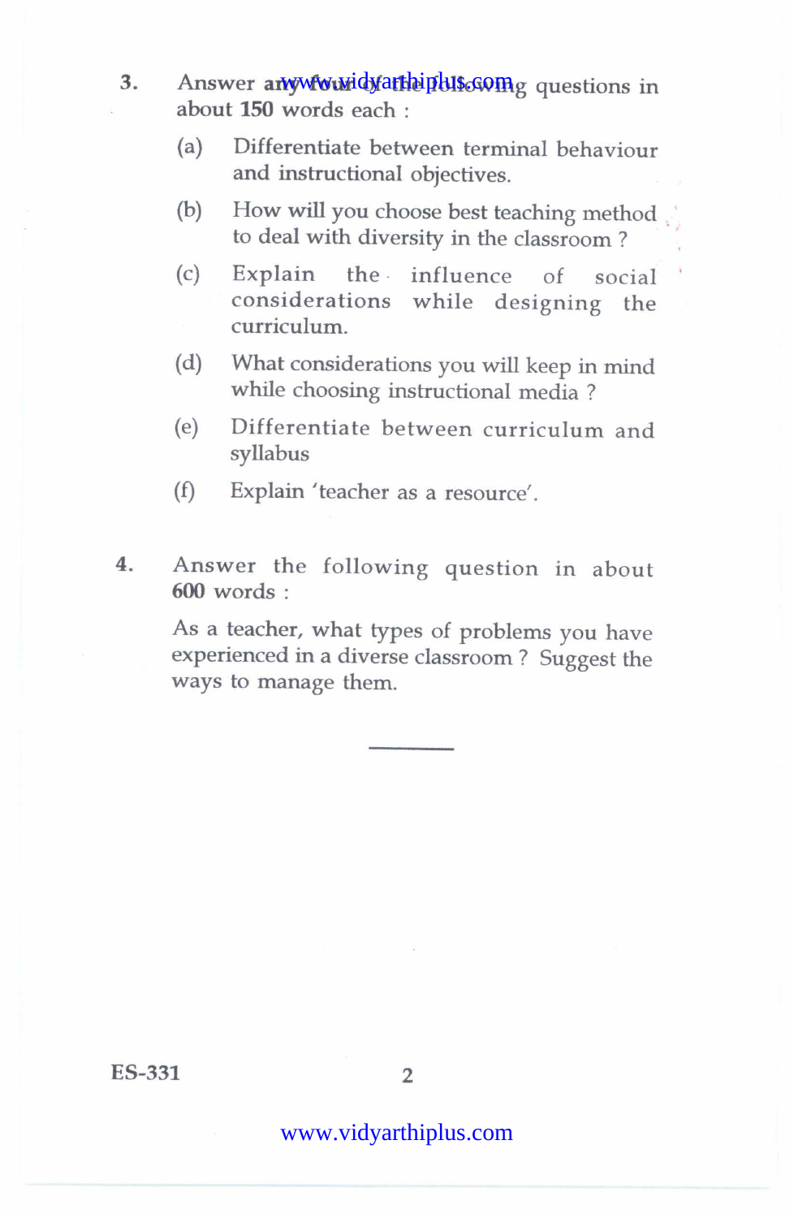3. Answer any four of the following questions in about 150 words each :

   (a) Differentiate between terminal behaviour and instructional objectives.

   (b) How will you choose best teaching method to deal with diversity in the classroom ?

   (c) Explain the influence of social considerations while designing the curriculum.

   (d) What considerations you will keep in mind while choosing instructional media ?

   (e) Differentiate between curriculum and syllabus

   (f) Explain 'teacher as a resource'.

4. Answer the following question in about 600 words :

   As a teacher, what types of problems you have experienced in a diverse classroom ? Suggest the ways to manage them.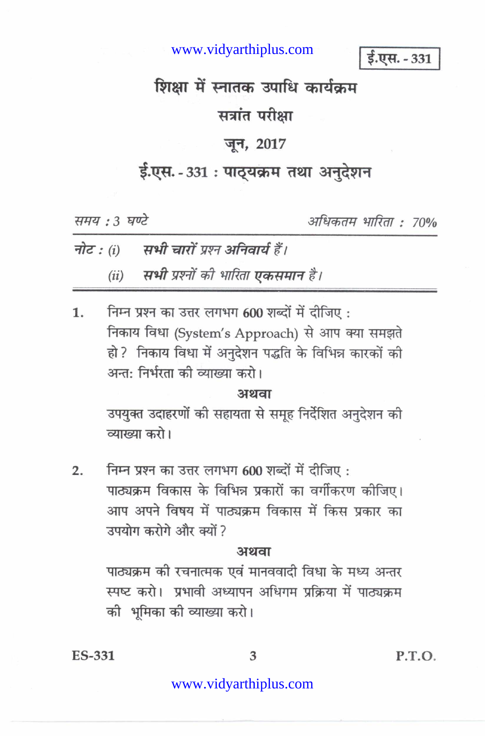ई.एस. - 331

# शिक्षा में स्नातक उपाधि कार्यक्रम

## सत्रांत परीक्षा

## जून, 2017

## ई.एस. - 331 : पाठ्यक्रम तथा अनुदेशन

*समय : 3 घण्टे* *अधिकतम भारिता : 70%*

**नोट :** *(i)* ***सभी चारों प्रश्न अनिवार्य हैं।***

*(ii)* ***सभी प्रश्नों की भारिता एकसमान है।***

1. निम्न प्रश्न का उत्तर लगभग 600 शब्दों में दीजिए :
   निकाय विधा (System's Approach) से आप क्या समझते हो ? निकाय विधा में अनुदेशन पद्धति के विभिन्न कारकों की अन्त: निर्भरता की व्याख्या करो।

   **अथवा**

   उपयुक्त उदाहरणों की सहायता से समूह निर्देशित अनुदेशन की व्याख्या करो।

2. निम्न प्रश्न का उत्तर लगभग 600 शब्दों में दीजिए :
   पाठ्यक्रम विकास के विभिन्न प्रकारों का वर्गीकरण कीजिए। आप अपने विषय में पाठ्यक्रम विकास में किस प्रकार का उपयोग करोगे और क्यों ?

   **अथवा**

   पाठ्यक्रम की रचनात्मक एवं मानववादी विधा के मध्य अन्तर स्पष्ट करो। प्रभावी अध्यापन अधिगम प्रक्रिया में पाठ्यक्रम की भूमिका की व्याख्या करो।

P.T.O.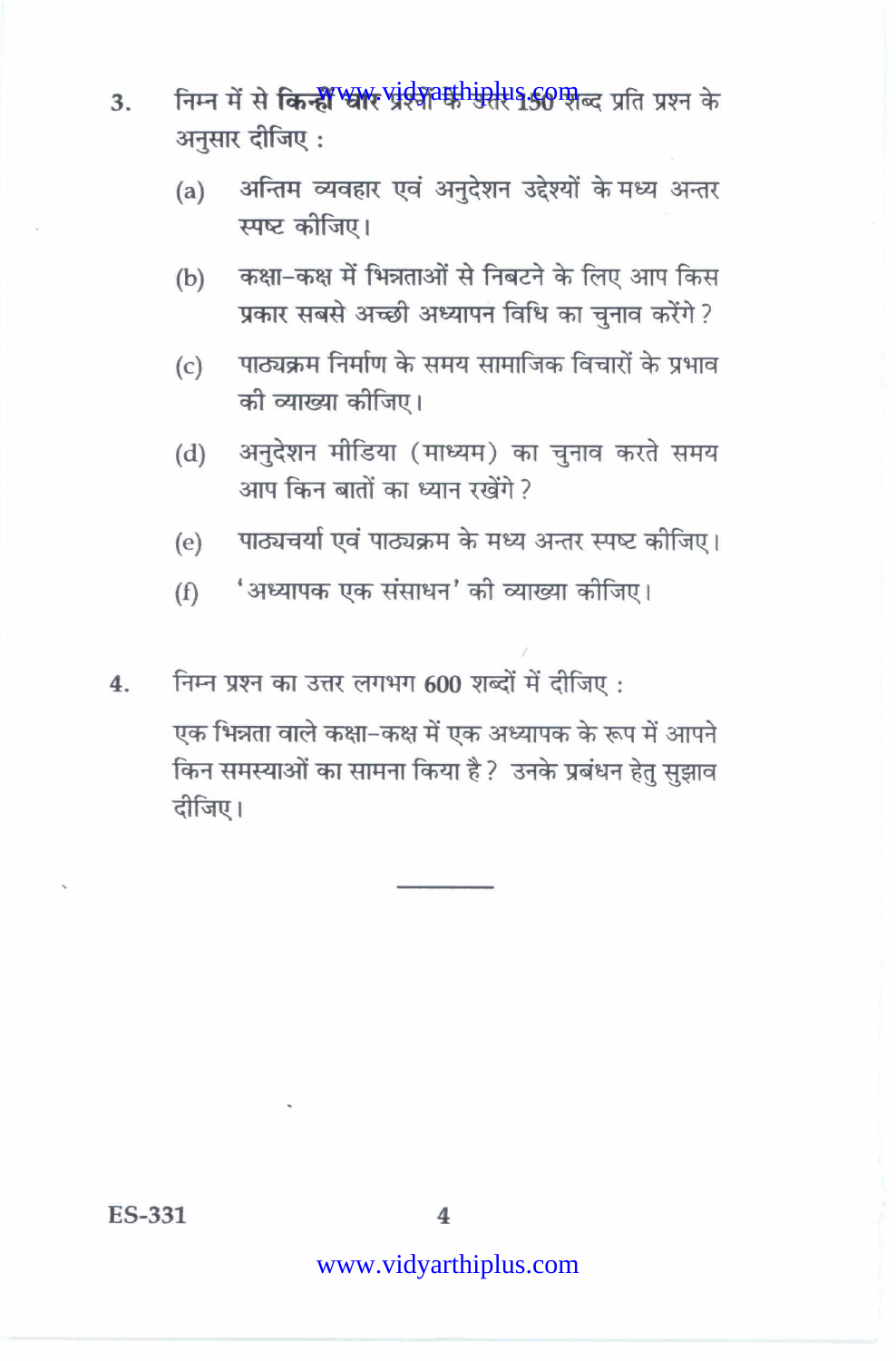3. निम्न में से किन्हीं चार प्रश्नों के उत्तर 150 शब्द प्रति प्रश्न के अनुसार दीजिए :

   (a) अन्तिम व्यवहार एवं अनुदेशन उद्देश्यों के मध्य अन्तर स्पष्ट कीजिए।

   (b) कक्षा–कक्ष में भिन्नताओं से निबटने के लिए आप किस प्रकार सबसे अच्छी अध्यापन विधि का चुनाव करेंगे ?

   (c) पाठ्यक्रम निर्माण के समय सामाजिक विचारों के प्रभाव की व्याख्या कीजिए।

   (d) अनुदेशन मीडिया (माध्यम) का चुनाव करते समय आप किन बातों का ध्यान रखेंगे ?

   (e) पाठ्यचर्या एवं पाठ्यक्रम के मध्य अन्तर स्पष्ट कीजिए।

   (f) 'अध्यापक एक संसाधन' की व्याख्या कीजिए।

4. निम्न प्रश्न का उत्तर लगभग 600 शब्दों में दीजिए :

   एक भिन्नता वाले कक्षा–कक्ष में एक अध्यापक के रूप में आपने किन समस्याओं का सामना किया है ? उनके प्रबंधन हेतु सुझाव दीजिए।